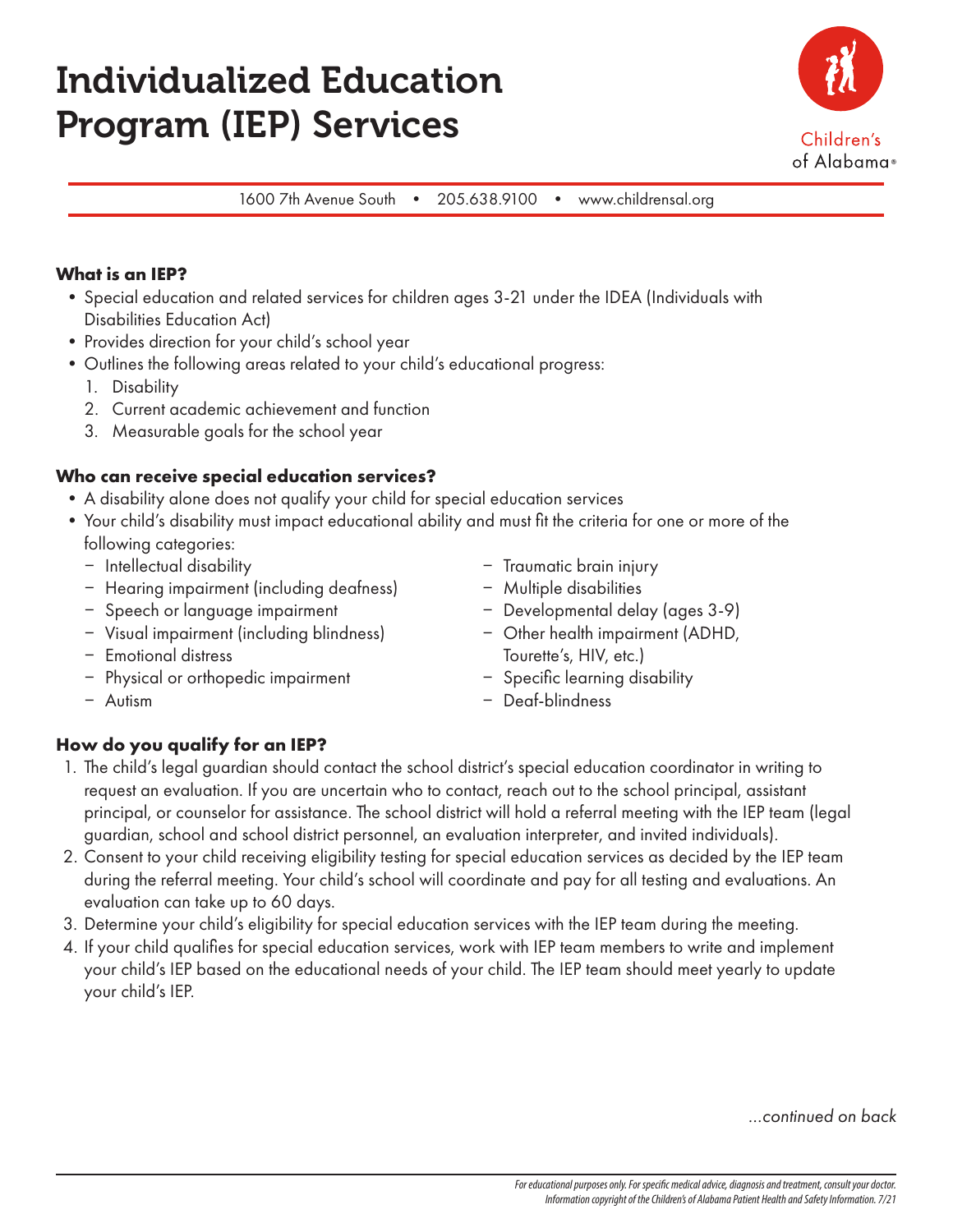# Individualized Education Program (IEP) Services

Children's of Alabama®

1600 7th Avenue South • 205.638.9100 • www.childrensal.org

**What is an IEP?**

- Special education and related services for children ages 3-21 under the IDEA (Individuals with Disabilities Education Act)
- Provides direction for your child's school year
- Outlines the following areas related to your child's educational progress:
  1. Disability
  2. Current academic achievement and function
  3. Measurable goals for the school year

**Who can receive special education services?**

- A disability alone does not qualify your child for special education services
- Your child's disability must impact educational ability and must fit the criteria for one or more of the following categories:
  - Intellectual disability
  - Hearing impairment (including deafness)
  - Speech or language impairment
  - Visual impairment (including blindness)
  - Emotional distress
  - Physical or orthopedic impairment
  - Autism
  - Traumatic brain injury
  - Multiple disabilities
  - Developmental delay (ages 3-9)
  - Other health impairment (ADHD, Tourette's, HIV, etc.)
  - Specific learning disability
  - Deaf-blindness

**How do you qualify for an IEP?**

1. The child's legal guardian should contact the school district's special education coordinator in writing to request an evaluation. If you are uncertain who to contact, reach out to the school principal, assistant principal, or counselor for assistance. The school district will hold a referral meeting with the IEP team (legal guardian, school and school district personnel, an evaluation interpreter, and invited individuals).
2. Consent to your child receiving eligibility testing for special education services as decided by the IEP team during the referral meeting. Your child's school will coordinate and pay for all testing and evaluations. An evaluation can take up to 60 days.
3. Determine your child's eligibility for special education services with the IEP team during the meeting.
4. If your child qualifies for special education services, work with IEP team members to write and implement your child's IEP based on the educational needs of your child. The IEP team should meet yearly to update your child's IEP.

*...continued on back*

*For educational purposes only. For specific medical advice, diagnosis and treatment, consult your doctor. Information copyright of the Children's of Alabama Patient Health and Safety Information. 7/21*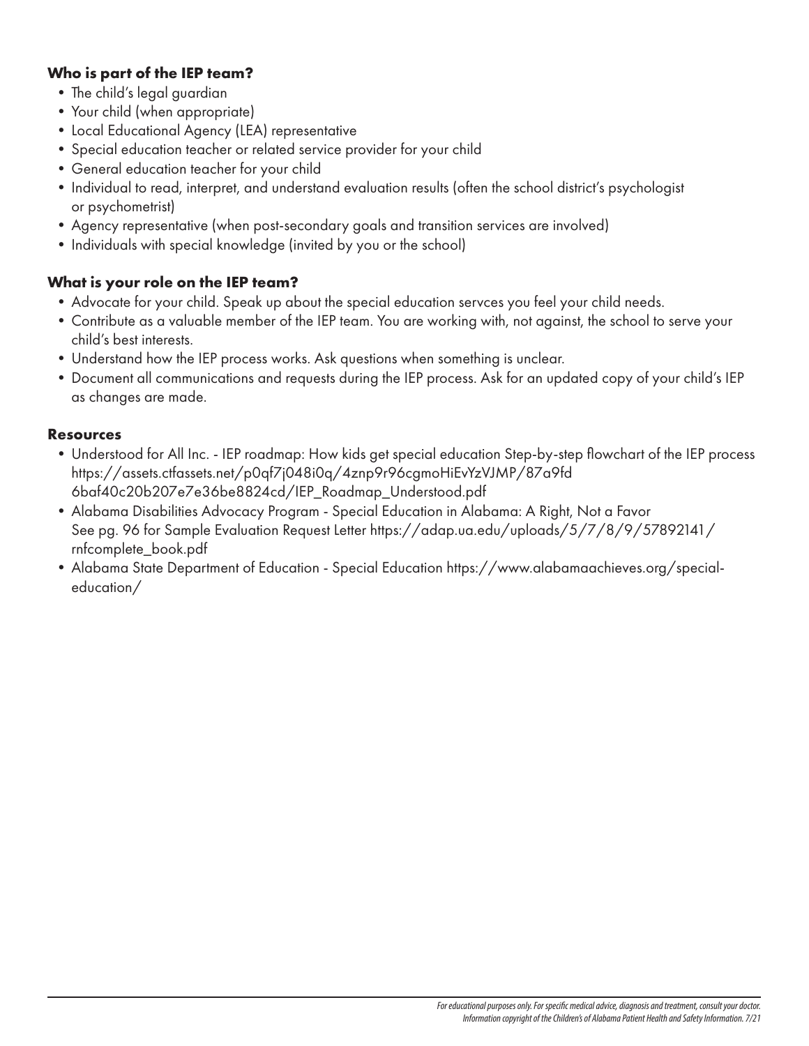### Who is part of the IEP team?

- The child's legal guardian
- Your child (when appropriate)
- Local Educational Agency (LEA) representative
- Special education teacher or related service provider for your child
- General education teacher for your child
- Individual to read, interpret, and understand evaluation results (often the school district's psychologist or psychometrist)
- Agency representative (when post-secondary goals and transition services are involved)
- Individuals with special knowledge (invited by you or the school)

### What is your role on the IEP team?

- Advocate for your child. Speak up about the special education servces you feel your child needs.
- Contribute as a valuable member of the IEP team. You are working with, not against, the school to serve your child's best interests.
- Understand how the IEP process works. Ask questions when something is unclear.
- Document all communications and requests during the IEP process. Ask for an updated copy of your child's IEP as changes are made.

### Resources

- Understood for All Inc. - IEP roadmap: How kids get special education Step-by-step flowchart of the IEP process https://assets.ctfassets.net/p0qf7j048i0q/4znp9r96cgmoHiEvYzVJMP/87a9fd6baf40c20b207e7e36be8824cd/IEP_Roadmap_Understood.pdf
- Alabama Disabilities Advocacy Program - Special Education in Alabama: A Right, Not a Favor See pg. 96 for Sample Evaluation Request Letter https://adap.ua.edu/uploads/5/7/8/9/57892141/rnfcomplete_book.pdf
- Alabama State Department of Education - Special Education https://www.alabamaachieves.org/special-education/

*For educational purposes only. For specific medical advice, diagnosis and treatment, consult your doctor. Information copyright of the Children's of Alabama Patient Health and Safety Information. 7/21*